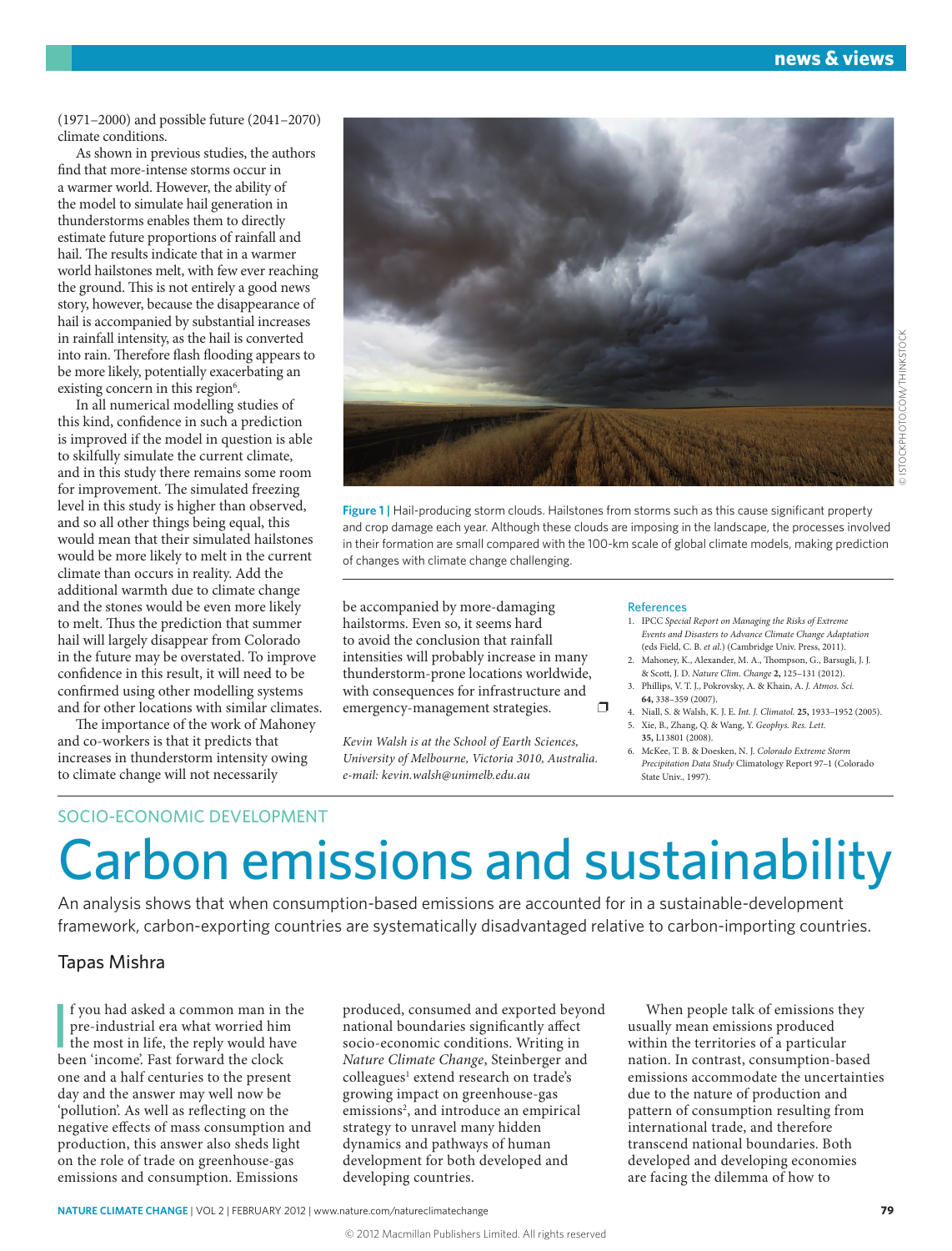(1971–2000) and possible future (2041–2070) climate conditions.

As shown in previous studies, the authors find that more-intense storms occur in a warmer world. However, the ability of the model to simulate hail generation in thunderstorms enables them to directly estimate future proportions of rainfall and hail. The results indicate that in a warmer world hailstones melt, with few ever reaching the ground. This is not entirely a good news story, however, because the disappearance of hail is accompanied by substantial increases in rainfall intensity, as the hail is converted into rain. Therefore flash flooding appears to be more likely, potentially exacerbating an existing concern in this region[6].

In all numerical modelling studies of this kind, confidence in such a prediction is improved if the model in question is able to skilfully simulate the current climate, and in this study there remains some room for improvement. The simulated freezing level in this study is higher than observed, and so all other things being equal, this would mean that their simulated hailstones would be more likely to melt in the current climate than occurs in reality. Add the additional warmth due to climate change and the stones would be even more likely to melt. Thus the prediction that summer hail will largely disappear from Colorado in the future may be overstated. To improve confidence in this result, it will need to be confirmed using other modelling systems and for other locations with similar climates.

The importance of the work of Mahoney and co-workers is that it predicts that increases in thunderstorm intensity owing to climate change will not necessarily be accompanied by more-damaging hailstorms. Even so, it seems hard to avoid the conclusion that rainfall intensities will probably increase in many thunderstorm-prone locations worldwide, with consequences for infrastructure and emergency-management strategies. ❐

© ISTOCKPHOTO.COM/THINKSTOCK

**Figure 1 |** Hail-producing storm clouds. Hailstones from storms such as this cause significant property and crop damage each year. Although these clouds are imposing in the landscape, the processes involved in their formation are small compared with the 100-km scale of global climate models, making prediction of changes with climate change challenging.

*Kevin Walsh is at the School of Earth Sciences, University of Melbourne, Victoria 3010, Australia. e-mail: kevin.walsh@unimelb.edu.au*

### References

1. IPCC *Special Report on Managing the Risks of Extreme Events and Disasters to Advance Climate Change Adaptation* (eds Field, C. B. *et al.*) (Cambridge Univ. Press, 2011).
2. Mahoney, K., Alexander, M. A., Thompson, G., Barsugli, J. J. & Scott, J. D. *Nature Clim. Change* **2**, 125–131 (2012).
3. Phillips, V. T. J., Pokrovsky, A. & Khain, A. *J. Atmos. Sci.* **64**, 338–359 (2007).
4. Niall, S. & Walsh, K. J. E. *Int. J. Climatol.* **25**, 1933–1952 (2005).
5. Xie, B., Zhang, Q. & Wang, Y. *Geophys. Res. Lett.* **35**, L13801 (2008).
6. McKee, T. B. & Doesken, N. J. *Colorado Extreme Storm Precipitation Data Study* Climatology Report 97–1 (Colorado State Univ., 1997).

SOCIO-ECONOMIC DEVELOPMENT

# Carbon emissions and sustainability

An analysis shows that when consumption-based emissions are accounted for in a sustainable-development framework, carbon-exporting countries are systematically disadvantaged relative to carbon-importing countries.

## Tapas Mishra

If you had asked a common man in the pre-industrial era what worried him the most in life, the reply would have been 'income'. Fast forward the clock one and a half centuries to the present day and the answer may well now be 'pollution'. As well as reflecting on the negative effects of mass consumption and production, this answer also sheds light on the role of trade on greenhouse-gas emissions and consumption. Emissions produced, consumed and exported beyond national boundaries significantly affect socio-economic conditions. Writing in *Nature Climate Change*, Steinberger and colleagues[1] extend research on trade's growing impact on greenhouse-gas emissions[2], and introduce an empirical strategy to unravel many hidden dynamics and pathways of human development for both developed and developing countries.

When people talk of emissions they usually mean emissions produced within the territories of a particular nation. In contrast, consumption-based emissions accommodate the uncertainties due to the nature of production and pattern of consumption resulting from international trade, and therefore transcend national boundaries. Both developed and developing economies are facing the dilemma of how to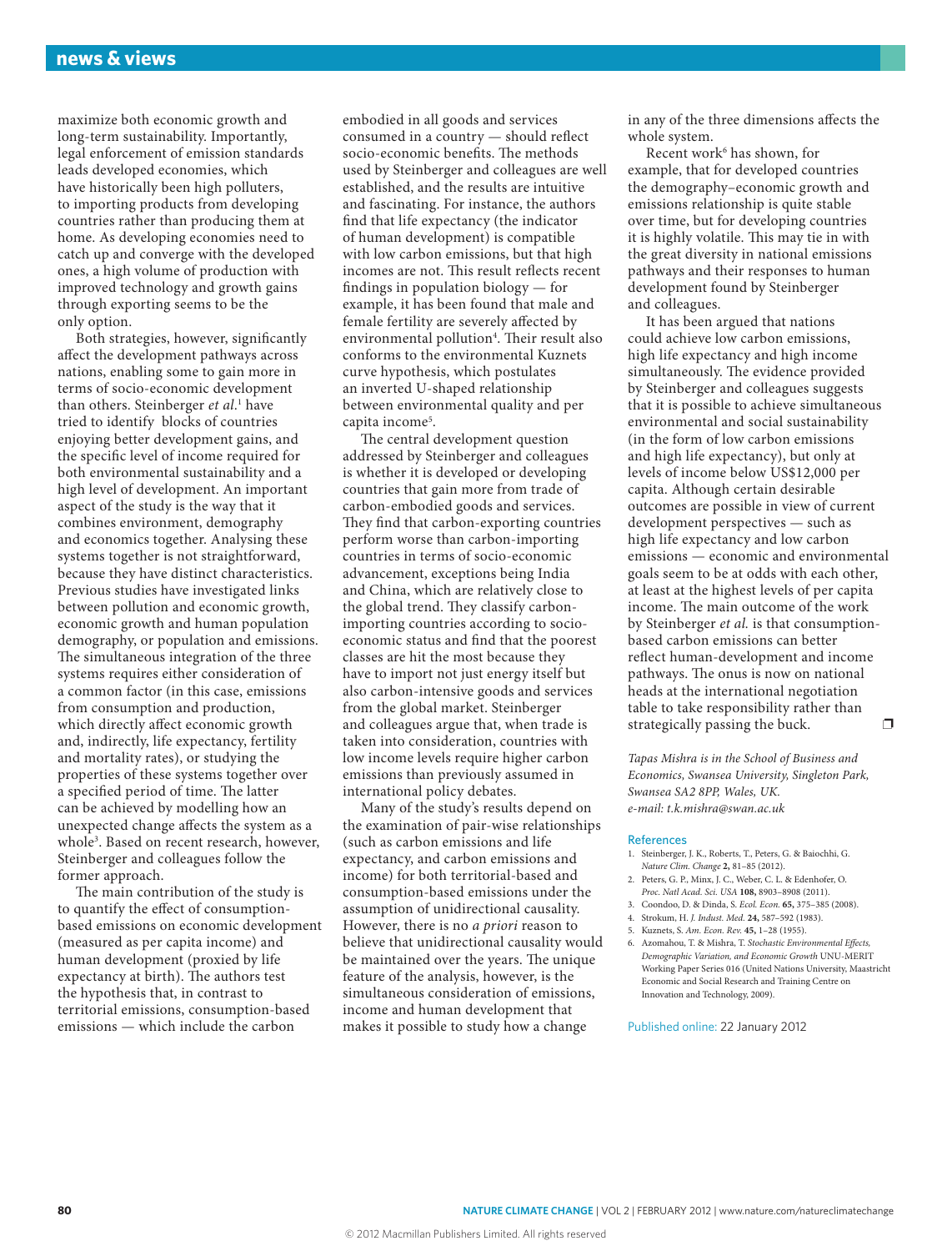maximize both economic growth and long-term sustainability. Importantly, legal enforcement of emission standards leads developed economies, which have historically been high polluters, to importing products from developing countries rather than producing them at home. As developing economies need to catch up and converge with the developed ones, a high volume of production with improved technology and growth gains through exporting seems to be the only option.

Both strategies, however, significantly affect the development pathways across nations, enabling some to gain more in terms of socio-economic development than others. Steinberger *et al.*[1] have tried to identify blocks of countries enjoying better development gains, and the specific level of income required for both environmental sustainability and a high level of development. An important aspect of the study is the way that it combines environment, demography and economics together. Analysing these systems together is not straightforward, because they have distinct characteristics. Previous studies have investigated links between pollution and economic growth, economic growth and human population demography, or population and emissions. The simultaneous integration of the three systems requires either consideration of a common factor (in this case, emissions from consumption and production, which directly affect economic growth and, indirectly, life expectancy, fertility and mortality rates), or studying the properties of these systems together over a specified period of time. The latter can be achieved by modelling how an unexpected change affects the system as a whole[3]. Based on recent research, however, Steinberger and colleagues follow the former approach.

The main contribution of the study is to quantify the effect of consumption-based emissions on economic development (measured as per capita income) and human development (proxied by life expectancy at birth). The authors test the hypothesis that, in contrast to territorial emissions, consumption-based emissions — which include the carbon embodied in all goods and services consumed in a country — should reflect socio-economic benefits. The methods used by Steinberger and colleagues are well established, and the results are intuitive and fascinating. For instance, the authors find that life expectancy (the indicator of human development) is compatible with low carbon emissions, but that high incomes are not. This result reflects recent findings in population biology — for example, it has been found that male and female fertility are severely affected by environmental pollution[4]. Their result also conforms to the environmental Kuznets curve hypothesis, which postulates an inverted U-shaped relationship between environmental quality and per capita income[5].

The central development question addressed by Steinberger and colleagues is whether it is developed or developing countries that gain more from trade of carbon-embodied goods and services. They find that carbon-exporting countries perform worse than carbon-importing countries in terms of socio-economic advancement, exceptions being India and China, which are relatively close to the global trend. They classify carbon-importing countries according to socio-economic status and find that the poorest classes are hit the most because they have to import not just energy itself but also carbon-intensive goods and services from the global market. Steinberger and colleagues argue that, when trade is taken into consideration, countries with low income levels require higher carbon emissions than previously assumed in international policy debates.

Many of the study's results depend on the examination of pair-wise relationships (such as carbon emissions and life expectancy, and carbon emissions and income) for both territorial-based and consumption-based emissions under the assumption of unidirectional causality. However, there is no *a priori* reason to believe that unidirectional causality would be maintained over the years. The unique feature of the analysis, however, is the simultaneous consideration of emissions, income and human development that makes it possible to study how a change in any of the three dimensions affects the whole system.

Recent work[6] has shown, for example, that for developed countries the demography–economic growth and emissions relationship is quite stable over time, but for developing countries it is highly volatile. This may tie in with the great diversity in national emissions pathways and their responses to human development found by Steinberger and colleagues.

It has been argued that nations could achieve low carbon emissions, high life expectancy and high income simultaneously. The evidence provided by Steinberger and colleagues suggests that it is possible to achieve simultaneous environmental and social sustainability (in the form of low carbon emissions and high life expectancy), but only at levels of income below US$12,000 per capita. Although certain desirable outcomes are possible in view of current development perspectives — such as high life expectancy and low carbon emissions — economic and environmental goals seem to be at odds with each other, at least at the highest levels of per capita income. The main outcome of the work by Steinberger *et al.* is that consumption-based carbon emissions can better reflect human-development and income pathways. The onus is now on national heads at the international negotiation table to take responsibility rather than strategically passing the buck. ❐

*Tapas Mishra is in the School of Business and Economics, Swansea University, Singleton Park, Swansea SA2 8PP, Wales, UK.*
*e-mail: t.k.mishra@swan.ac.uk*

## References

1. Steinberger, J. K., Roberts, T., Peters, G. & Baiochhi, G. *Nature Clim. Change* **2,** 81–85 (2012).
2. Peters, G. P., Minx, J. C., Weber, C. L. & Edenhofer, O. *Proc. Natl Acad. Sci. USA* **108,** 8903–8908 (2011).
3. Coondoo, D. & Dinda, S. *Ecol. Econ.* **65,** 375–385 (2008).
4. Strokum, H. *J. Indust. Med.* **24,** 587–592 (1983).
5. Kuznets, S. *Am. Econ. Rev.* **45,** 1–28 (1955).
6. Azomahou, T. & Mishra, T. *Stochastic Environmental Effects, Demographic Variation, and Economic Growth* UNU-MERIT Working Paper Series 016 (United Nations University, Maastricht Economic and Social Research and Training Centre on Innovation and Technology, 2009).

Published online: 22 January 2012